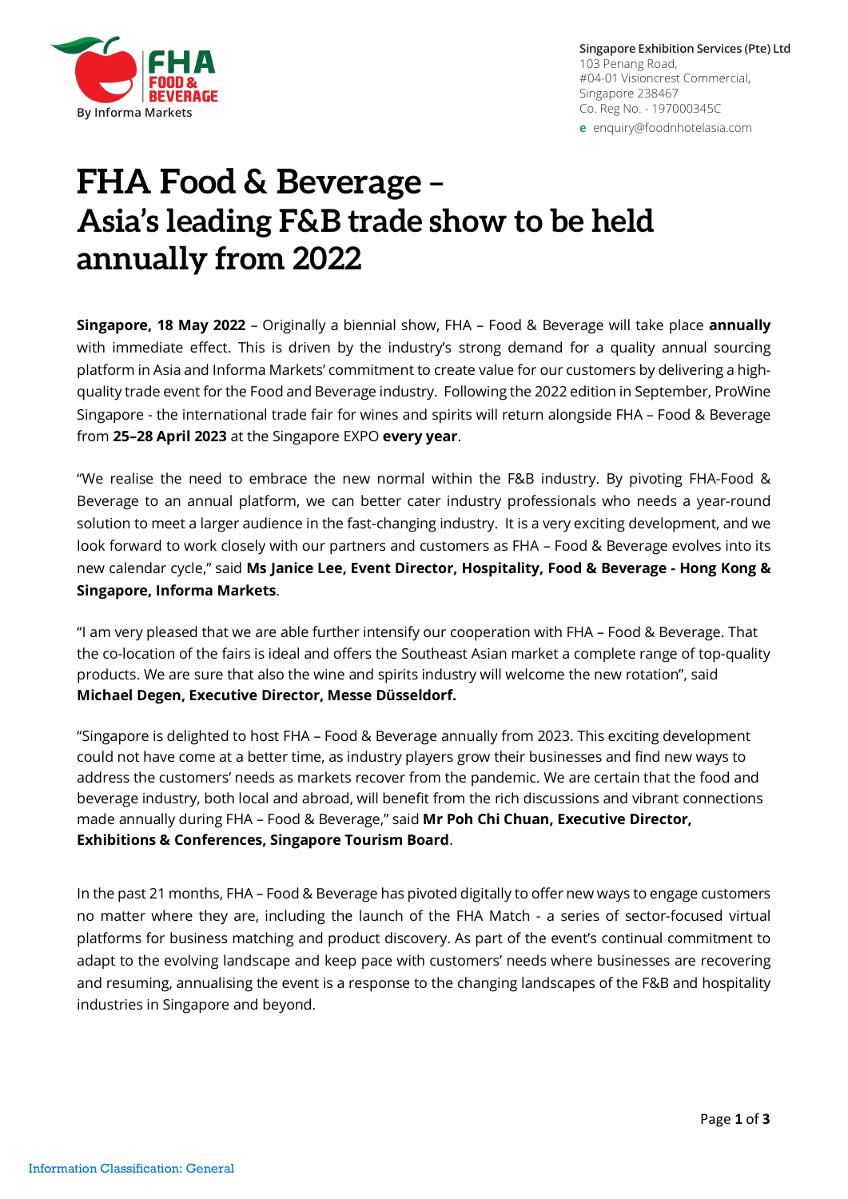Singapore Exhibition Services (Pte) Ltd
103 Penang Road,
#04-01 Visioncrest Commercial,
Singapore 238467
Co. Reg No. - 197000345C
e enquiry@foodnhotelasia.com

# FHA Food & Beverage – Asia's leading F&B trade show to be held annually from 2022

**Singapore, 18 May 2022** – Originally a biennial show, FHA – Food & Beverage will take place **annually** with immediate effect. This is driven by the industry's strong demand for a quality annual sourcing platform in Asia and Informa Markets' commitment to create value for our customers by delivering a high-quality trade event for the Food and Beverage industry. Following the 2022 edition in September, ProWine Singapore - the international trade fair for wines and spirits will return alongside FHA – Food & Beverage from **25–28 April 2023** at the Singapore EXPO **every year**.

"We realise the need to embrace the new normal within the F&B industry. By pivoting FHA-Food & Beverage to an annual platform, we can better cater industry professionals who needs a year-round solution to meet a larger audience in the fast-changing industry. It is a very exciting development, and we look forward to work closely with our partners and customers as FHA – Food & Beverage evolves into its new calendar cycle," said **Ms Janice Lee, Event Director, Hospitality, Food & Beverage - Hong Kong & Singapore, Informa Markets**.

"I am very pleased that we are able further intensify our cooperation with FHA – Food & Beverage. That the co-location of the fairs is ideal and offers the Southeast Asian market a complete range of top-quality products. We are sure that also the wine and spirits industry will welcome the new rotation", said **Michael Degen, Executive Director, Messe Düsseldorf.**

"Singapore is delighted to host FHA – Food & Beverage annually from 2023. This exciting development could not have come at a better time, as industry players grow their businesses and find new ways to address the customers' needs as markets recover from the pandemic. We are certain that the food and beverage industry, both local and abroad, will benefit from the rich discussions and vibrant connections made annually during FHA – Food & Beverage," said **Mr Poh Chi Chuan, Executive Director, Exhibitions & Conferences, Singapore Tourism Board**.

In the past 21 months, FHA – Food & Beverage has pivoted digitally to offer new ways to engage customers no matter where they are, including the launch of the FHA Match - a series of sector-focused virtual platforms for business matching and product discovery. As part of the event's continual commitment to adapt to the evolving landscape and keep pace with customers' needs where businesses are recovering and resuming, annualising the event is a response to the changing landscapes of the F&B and hospitality industries in Singapore and beyond.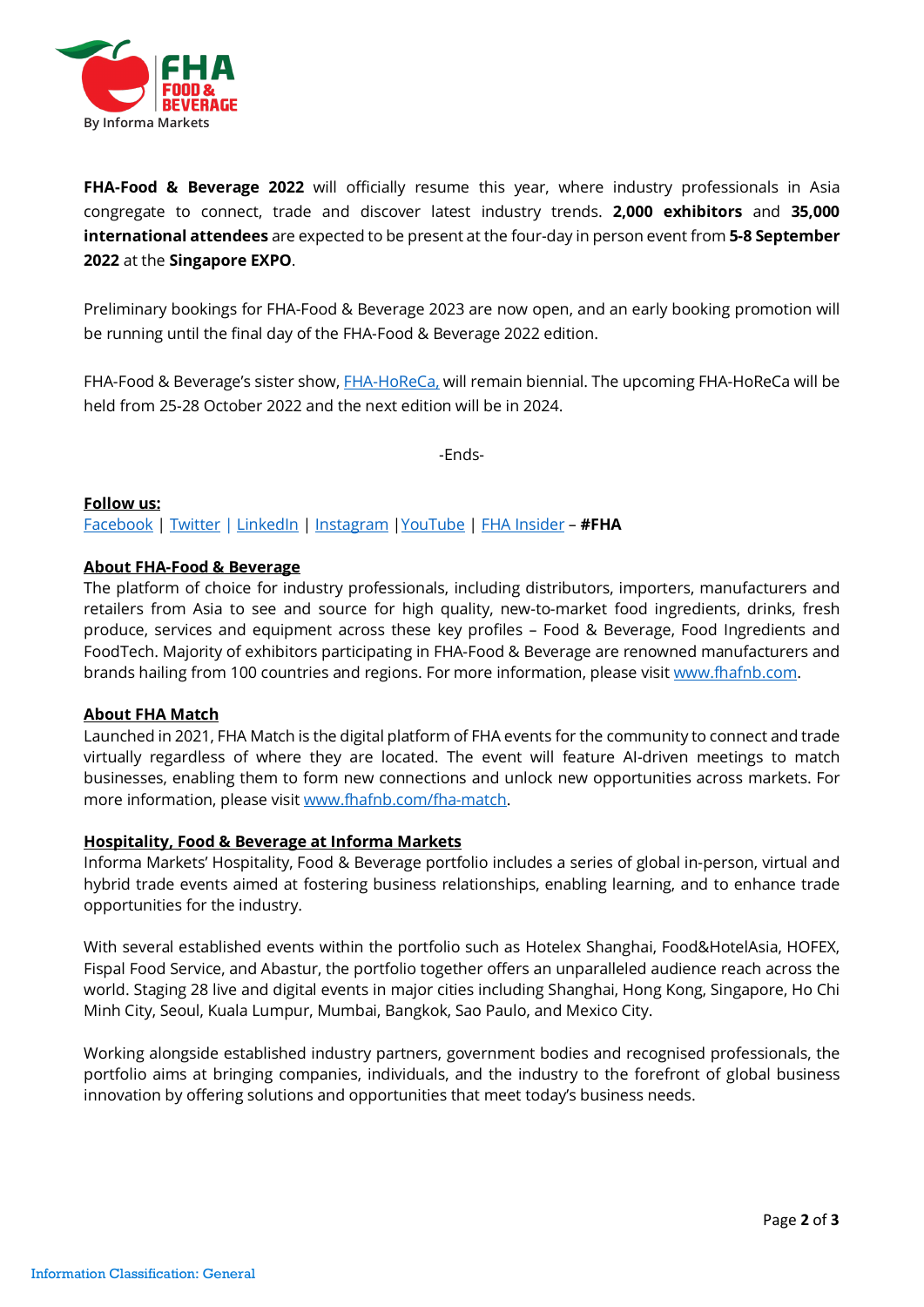**FHA-Food & Beverage 2022** will officially resume this year, where industry professionals in Asia congregate to connect, trade and discover latest industry trends. **2,000 exhibitors** and **35,000 international attendees** are expected to be present at the four-day in person event from **5-8 September 2022** at the **Singapore EXPO**.

Preliminary bookings for FHA-Food & Beverage 2023 are now open, and an early booking promotion will be running until the final day of the FHA-Food & Beverage 2022 edition.

FHA-Food & Beverage's sister show, FHA-HoReCa, will remain biennial. The upcoming FHA-HoReCa will be held from 25-28 October 2022 and the next edition will be in 2024.

-Ends-

**Follow us:**

Facebook | Twitter | LinkedIn | Instagram | YouTube | FHA Insider – **#FHA**

**About FHA-Food & Beverage**

The platform of choice for industry professionals, including distributors, importers, manufacturers and retailers from Asia to see and source for high quality, new-to-market food ingredients, drinks, fresh produce, services and equipment across these key profiles – Food & Beverage, Food Ingredients and FoodTech. Majority of exhibitors participating in FHA-Food & Beverage are renowned manufacturers and brands hailing from 100 countries and regions. For more information, please visit www.fhafnb.com.

**About FHA Match**

Launched in 2021, FHA Match is the digital platform of FHA events for the community to connect and trade virtually regardless of where they are located. The event will feature AI-driven meetings to match businesses, enabling them to form new connections and unlock new opportunities across markets. For more information, please visit www.fhafnb.com/fha-match.

**Hospitality, Food & Beverage at Informa Markets**

Informa Markets' Hospitality, Food & Beverage portfolio includes a series of global in-person, virtual and hybrid trade events aimed at fostering business relationships, enabling learning, and to enhance trade opportunities for the industry.

With several established events within the portfolio such as Hotelex Shanghai, Food&HotelAsia, HOFEX, Fispal Food Service, and Abastur, the portfolio together offers an unparalleled audience reach across the world. Staging 28 live and digital events in major cities including Shanghai, Hong Kong, Singapore, Ho Chi Minh City, Seoul, Kuala Lumpur, Mumbai, Bangkok, Sao Paulo, and Mexico City.

Working alongside established industry partners, government bodies and recognised professionals, the portfolio aims at bringing companies, individuals, and the industry to the forefront of global business innovation by offering solutions and opportunities that meet today's business needs.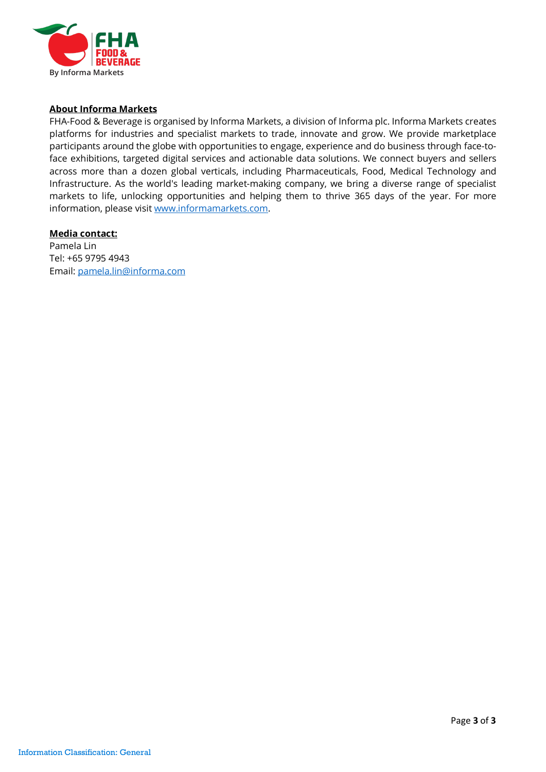**About Informa Markets**

FHA-Food & Beverage is organised by Informa Markets, a division of Informa plc. Informa Markets creates platforms for industries and specialist markets to trade, innovate and grow. We provide marketplace participants around the globe with opportunities to engage, experience and do business through face-to-face exhibitions, targeted digital services and actionable data solutions. We connect buyers and sellers across more than a dozen global verticals, including Pharmaceuticals, Food, Medical Technology and Infrastructure. As the world's leading market-making company, we bring a diverse range of specialist markets to life, unlocking opportunities and helping them to thrive 365 days of the year. For more information, please visit www.informamarkets.com.

**Media contact:**

Pamela Lin
Tel: +65 9795 4943
Email: pamela.lin@informa.com

Information Classification: General